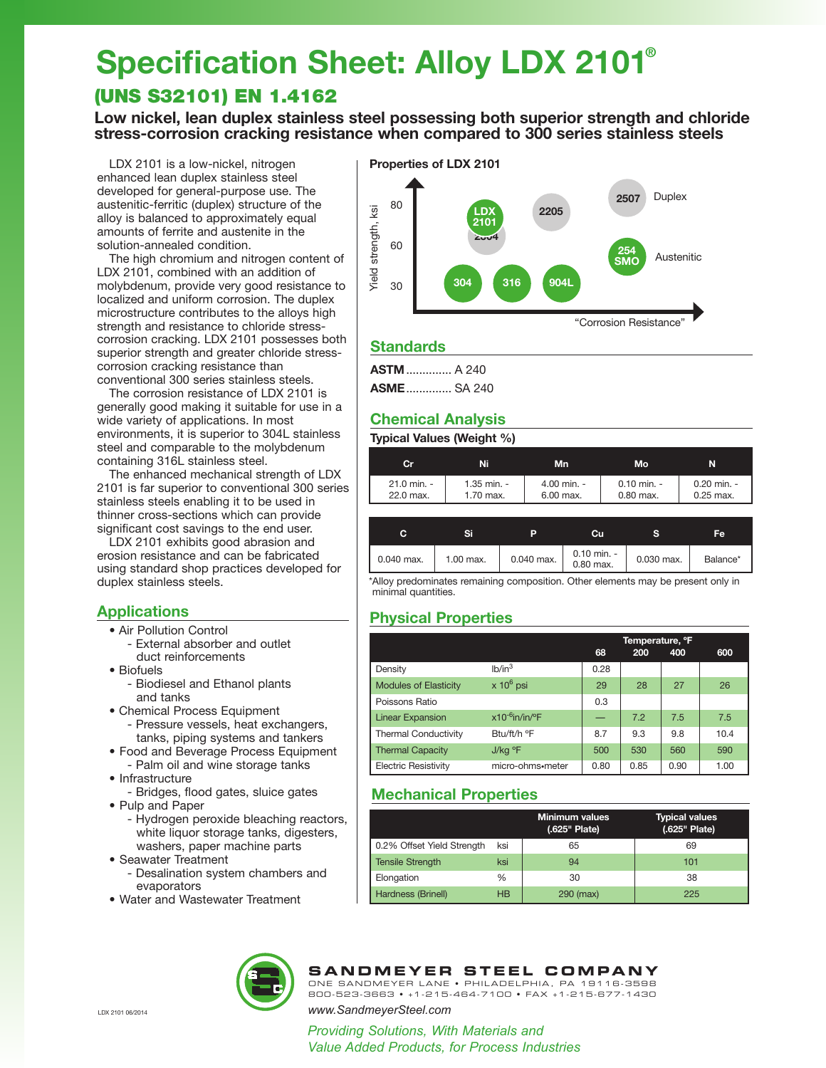# Specification Sheet: Alloy LDX 2101®

## (UNS S32101) EN 1.4162

**Low nickel, lean duplex stainless steel possessing both superior strength and chloride stress-corrosion cracking resistance when compared to 300 series stainless steels**

LDX 2101 is a low-nickel, nitrogen enhanced lean duplex stainless steel developed for general-purpose use. The austenitic-ferritic (duplex) structure of the alloy is balanced to approximately equal amounts of ferrite and austenite in the solution-annealed condition.

The high chromium and nitrogen content of LDX 2101, combined with an addition of molybdenum, provide very good resistance to localized and uniform corrosion. The duplex microstructure contributes to the alloys high strength and resistance to chloride stress-corrosion cracking. LDX 2101 possesses both superior strength and greater chloride stress-corrosion cracking resistance than conventional 300 series stainless steels.

The corrosion resistance of LDX 2101 is generally good making it suitable for use in a wide variety of applications. In most environments, it is superior to 304L stainless steel and comparable to the molybdenum containing 316L stainless steel.

The enhanced mechanical strength of LDX 2101 is far superior to conventional 300 series stainless steels enabling it to be used in thinner cross-sections which can provide significant cost savings to the end user.

LDX 2101 exhibits good abrasion and erosion resistance and can be fabricated using standard shop practices developed for duplex stainless steels.

## Applications

- Air Pollution Control
  - External absorber and outlet duct reinforcements
- Biofuels
  - Biodiesel and Ethanol plants and tanks
- Chemical Process Equipment
  - Pressure vessels, heat exchangers, tanks, piping systems and tankers
- Food and Beverage Process Equipment
  - Palm oil and wine storage tanks
- Infrastructure
  - Bridges, flood gates, sluice gates
- Pulp and Paper
  - Hydrogen peroxide bleaching reactors, white liquor storage tanks, digesters, washers, paper machine parts
- Seawater Treatment
  - Desalination system chambers and evaporators
- Water and Wastewater Treatment

**Properties of LDX 2101**

Yield strength, ksi (30, 60, 80) vs. "Corrosion Resistance": 304, 316, 904L (Austenitic, ~30 ksi); 254 SMO (Austenitic); LDX 2101, 2304, 2205, 2507 (Duplex).

## Standards

**ASTM** .............. A 240

**ASME** .............. SA 240

## Chemical Analysis

**Typical Values (Weight %)**

| Cr | Ni | Mn | Mo | N |
|---|---|---|---|---|
| 21.0 min. - 22.0 max. | 1.35 min. - 1.70 max. | 4.00 min. - 6.00 max. | 0.10 min. - 0.80 max. | 0.20 min. - 0.25 max. |

| C | Si | P | Cu | S | Fe |
|---|---|---|---|---|---|
| 0.040 max. | 1.00 max. | 0.040 max. | 0.10 min. - 0.80 max. | 0.030 max. | Balance* |

*Alloy predominates remaining composition. Other elements may be present only in minimal quantities.

## Physical Properties

| | | Temperature, °F | | | |
|---|---|---|---|---|---|
| | | 68 | 200 | 400 | 600 |
| Density | lb/in³ | 0.28 | | | |
| Modules of Elasticity | x 10⁶ psi | 29 | 28 | 27 | 26 |
| Poissons Ratio | | 0.3 | | | |
| Linear Expansion | x10⁻⁶in/in/°F | — | 7.2 | 7.5 | 7.5 |
| Thermal Conductivity | Btu/ft/h °F | 8.7 | 9.3 | 9.8 | 10.4 |
| Thermal Capacity | J/kg °F | 500 | 530 | 560 | 590 |
| Electric Resistivity | micro-ohms•meter | 0.80 | 0.85 | 0.90 | 1.00 |

## Mechanical Properties

| | | Minimum values (.625" Plate) | Typical values (.625" Plate) |
|---|---|---|---|
| 0.2% Offset Yield Strength | ksi | 65 | 69 |
| Tensile Strength | ksi | 94 | 101 |
| Elongation | % | 30 | 38 |
| Hardness (Brinell) | HB | 290 (max) | 225 |

**SANDMEYER STEEL COMPANY**
ONE SANDMEYER LANE • PHILADELPHIA, PA 19116-3598
800-523-3663 • +1-215-464-7100 • FAX +1-215-677-1430
www.SandmeyerSteel.com

*Providing Solutions, With Materials and Value Added Products, for Process Industries*

LDX 2101 06/2014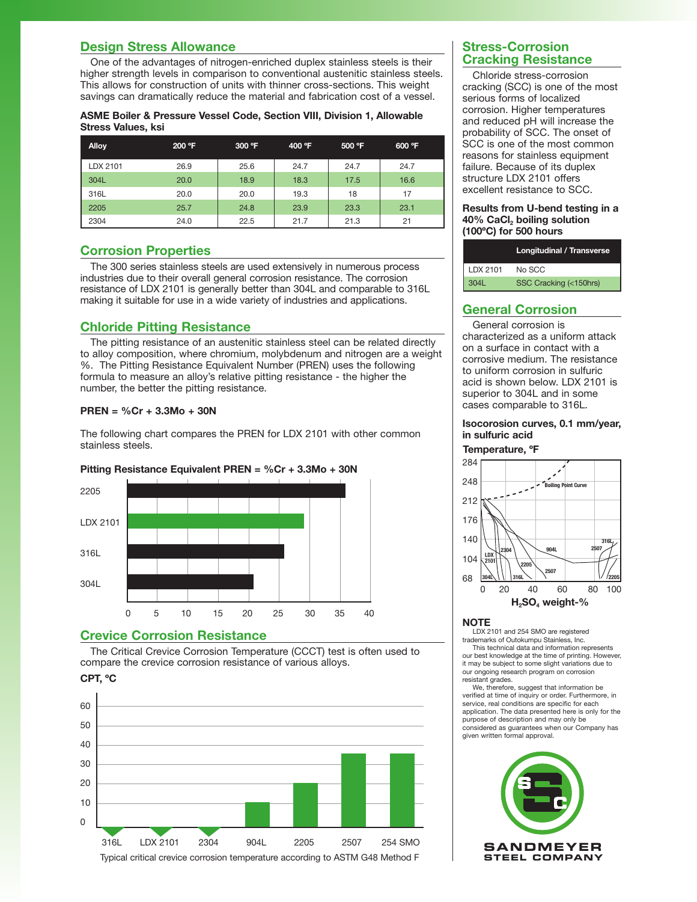## Design Stress Allowance

One of the advantages of nitrogen-enriched duplex stainless steels is their higher strength levels in comparison to conventional austenitic stainless steels. This allows for construction of units with thinner cross-sections. This weight savings can dramatically reduce the material and fabrication cost of a vessel.

**ASME Boiler & Pressure Vessel Code, Section VIII, Division 1, Allowable Stress Values, ksi**

| Alloy | 200 °F | 300 °F | 400 °F | 500 °F | 600 °F |
|---|---|---|---|---|---|
| LDX 2101 | 26.9 | 25.6 | 24.7 | 24.7 | 24.7 |
| 304L | 20.0 | 18.9 | 18.3 | 17.5 | 16.6 |
| 316L | 20.0 | 20.0 | 19.3 | 18 | 17 |
| 2205 | 25.7 | 24.8 | 23.9 | 23.3 | 23.1 |
| 2304 | 24.0 | 22.5 | 21.7 | 21.3 | 21 |

## Corrosion Properties

The 300 series stainless steels are used extensively in numerous process industries due to their overall general corrosion resistance. The corrosion resistance of LDX 2101 is generally better than 304L and comparable to 316L making it suitable for use in a wide variety of industries and applications.

## Chloride Pitting Resistance

The pitting resistance of an austenitic stainless steel can be related directly to alloy composition, where chromium, molybdenum and nitrogen are a weight %. The Pitting Resistance Equivalent Number (PREN) uses the following formula to measure an alloy's relative pitting resistance - the higher the number, the better the pitting resistance.

**PREN = %Cr + 3.3Mo + 30N**

The following chart compares the PREN for LDX 2101 with other common stainless steels.

**Pitting Resistance Equivalent PREN = %Cr + 3.3Mo + 30N**

2205
LDX 2101
316L
304L
0 5 10 15 20 25 30 35 40

## Crevice Corrosion Resistance

The Critical Crevice Corrosion Temperature (CCCT) test is often used to compare the crevice corrosion resistance of various alloys.

**CPT, ºC**

60
50
40
30
20
10
0
316L LDX 2101 2304 904L 2205 2507 254 SMO

Typical critical crevice corrosion temperature according to ASTM G48 Method F

## Stress-Corrosion Cracking Resistance

Chloride stress-corrosion cracking (SCC) is one of the most serious forms of localized corrosion. Higher temperatures and reduced pH will increase the probability of SCC. The onset of SCC is one of the most common reasons for stainless equipment failure. Because of its duplex structure LDX 2101 offers excellent resistance to SCC.

**Results from U-bend testing in a 40% $CaCl_2$ boiling solution (100ºC) for 500 hours**

| | Longitudinal / Transverse |
|---|---|
| LDX 2101 | No SCC |
| 304L | SSC Cracking (<150hrs) |

## General Corrosion

General corrosion is characterized as a uniform attack on a surface in contact with a corrosive medium. The resistance to uniform corrosion in sulfuric acid is shown below. LDX 2101 is superior to 304L and in some cases comparable to 316L.

**Isocorosion curves, 0.1 mm/year, in sulfuric acid**

**Temperature, ºF**

284
248
212
176
140
104
68
Boiling Point Curve
LDX 2101
2304
904L
2205
2507
316L
304L
0 20 40 60 80 100
$H_2SO_4$ weight-%

**NOTE**

LDX 2101 and 254 SMO are registered trademarks of Outokumpu Stainless, Inc.

This technical data and information represents our best knowledge at the time of printing. However, it may be subject to some slight variations due to our ongoing research program on corrosion resistant grades.

We, therefore, suggest that information be verified at time of inquiry or order. Furthermore, in service, real conditions are specific for each application. The data presented here is only for the purpose of description and may only be considered as guarantees when our Company has given written formal approval.

SANDMEYER STEEL COMPANY